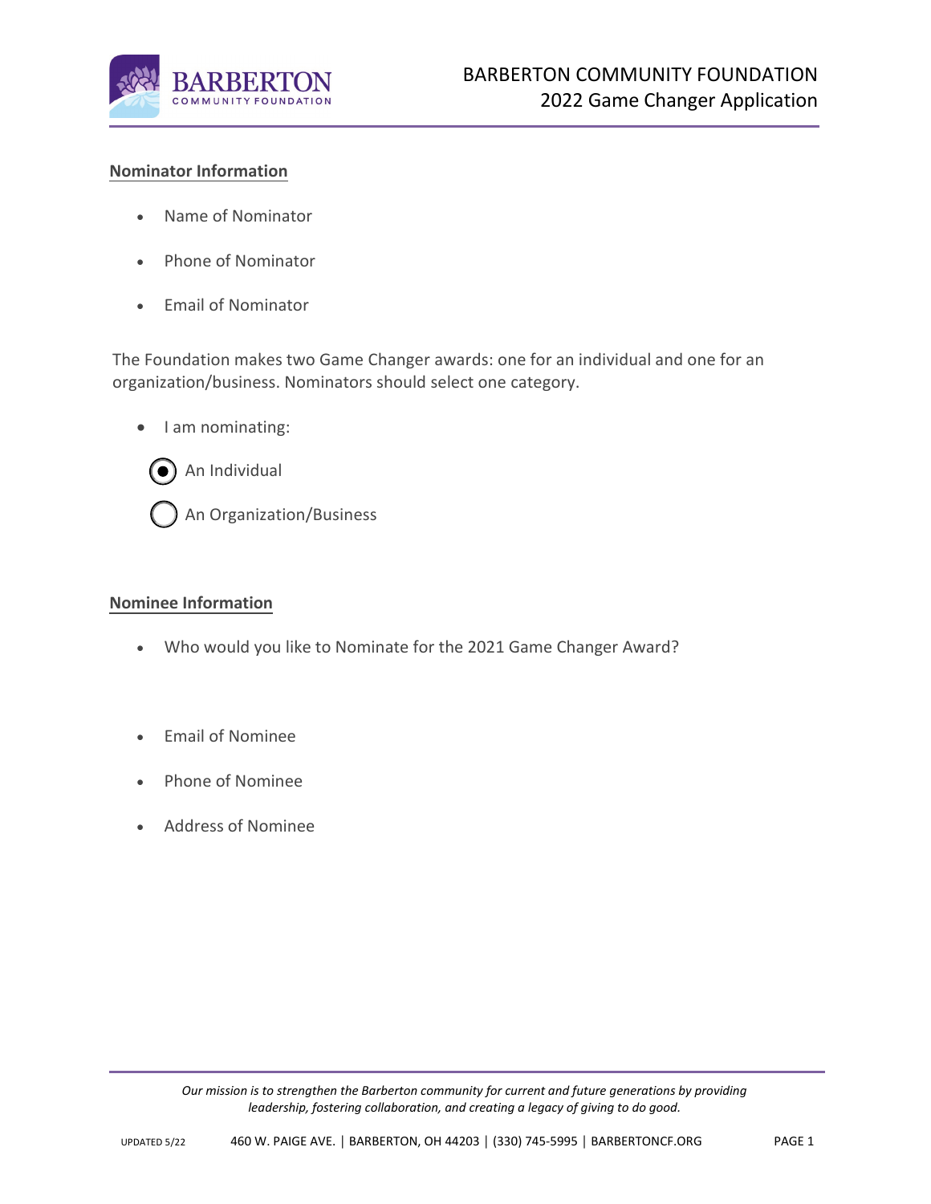# BARBERTON COMMUNITY FOUNDATION
## 2022 Game Changer Application

**Nominator Information**

- Name of Nominator
- Phone of Nominator
- Email of Nominator

The Foundation makes two Game Changer awards: one for an individual and one for an organization/business. Nominators should select one category.

- I am nominating:

  - (●) An Individual
  - ( ) An Organization/Business

**Nominee Information**

- Who would you like to Nominate for the 2021 Game Changer Award?
- Email of Nominee
- Phone of Nominee
- Address of Nominee

*Our mission is to strengthen the Barberton community for current and future generations by providing leadership, fostering collaboration, and creating a legacy of giving to do good.*

UPDATED 5/22 460 W. PAIGE AVE. | BARBERTON, OH 44203 | (330) 745-5995 | BARBERTONCF.ORG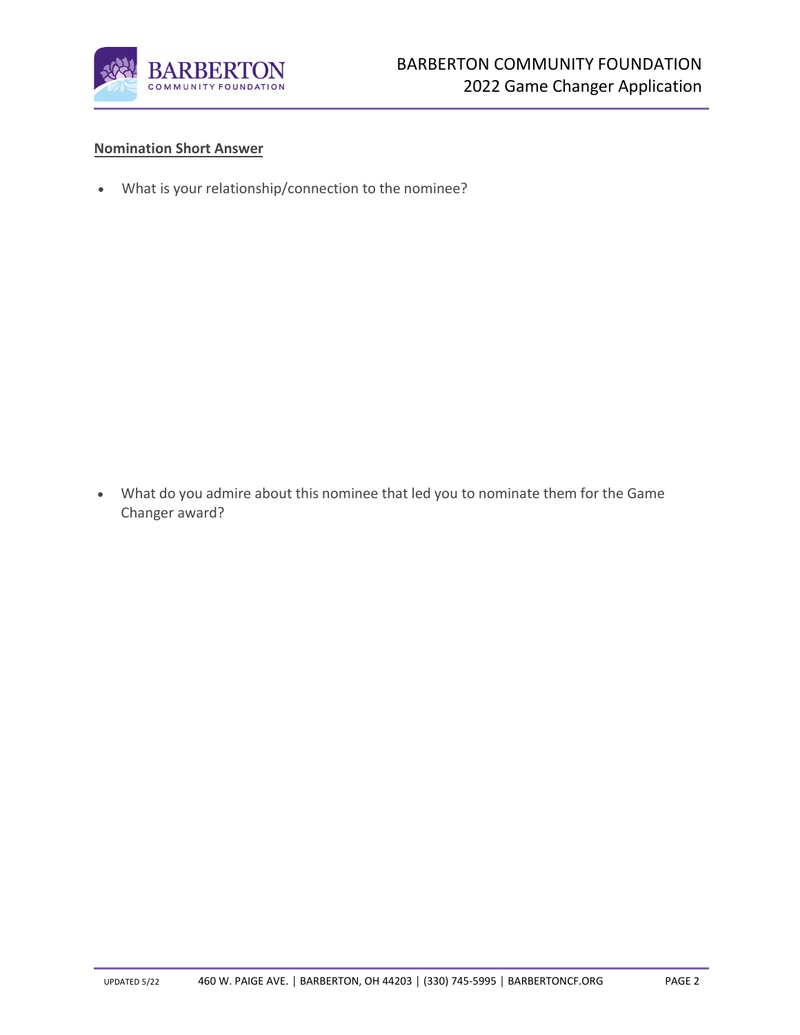**Nomination Short Answer**

- What is your relationship/connection to the nominee?

- What do you admire about this nominee that led you to nominate them for the Game Changer award?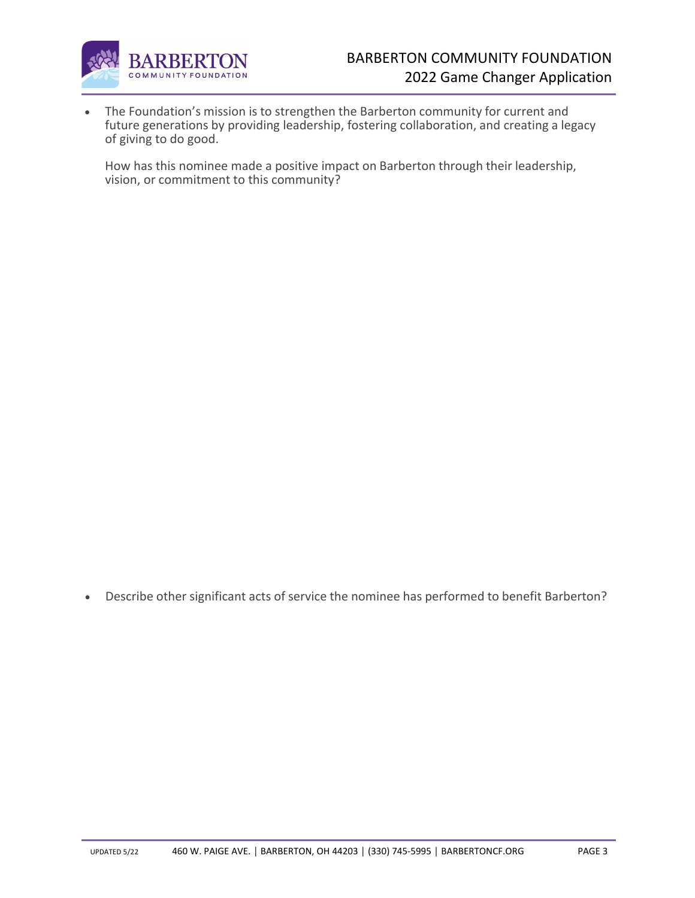- The Foundation's mission is to strengthen the Barberton community for current and future generations by providing leadership, fostering collaboration, and creating a legacy of giving to do good.

  How has this nominee made a positive impact on Barberton through their leadership, vision, or commitment to this community?

- Describe other significant acts of service the nominee has performed to benefit Barberton?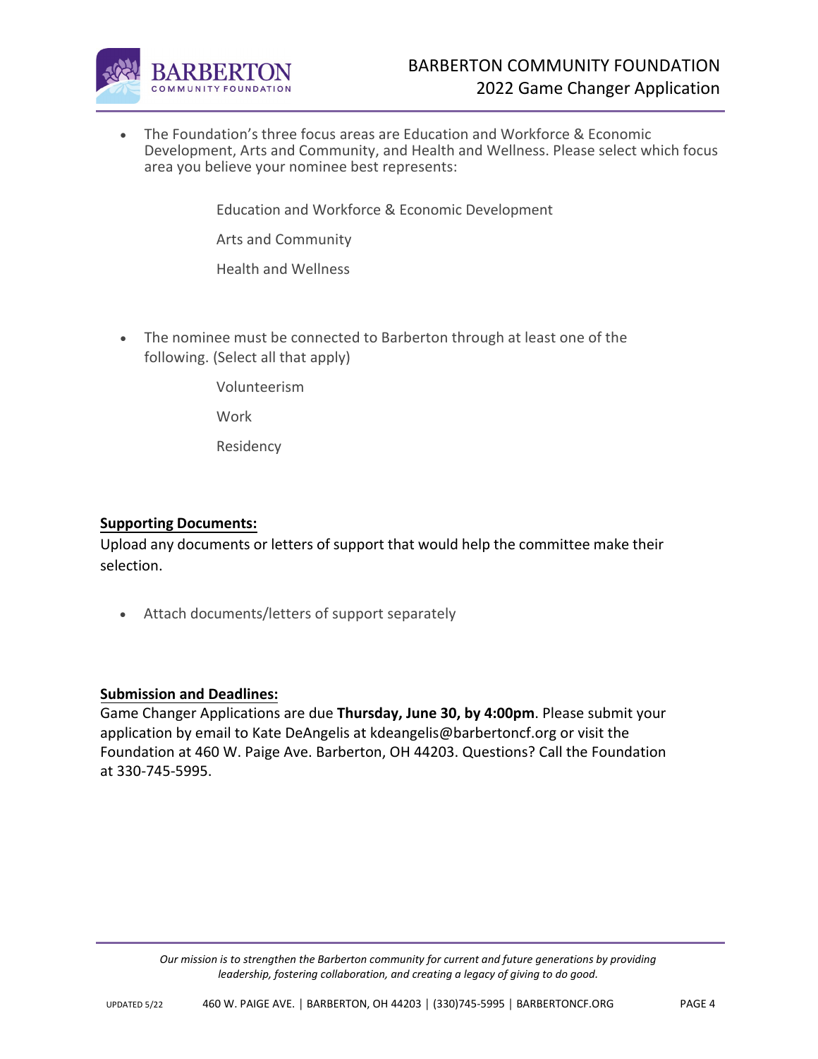- The Foundation's three focus areas are Education and Workforce & Economic Development, Arts and Community, and Health and Wellness. Please select which focus area you believe your nominee best represents:

    Education and Workforce & Economic Development

    Arts and Community

    Health and Wellness

- The nominee must be connected to Barberton through at least one of the following. (Select all that apply)

    Volunteerism

    Work

    Residency

**Supporting Documents:**

Upload any documents or letters of support that would help the committee make their selection.

- Attach documents/letters of support separately

**Submission and Deadlines:**

Game Changer Applications are due **Thursday, June 30, by 4:00pm**. Please submit your application by email to Kate DeAngelis at kdeangelis@barbertoncf.org or visit the Foundation at 460 W. Paige Ave. Barberton, OH 44203. Questions? Call the Foundation at 330-745-5995.